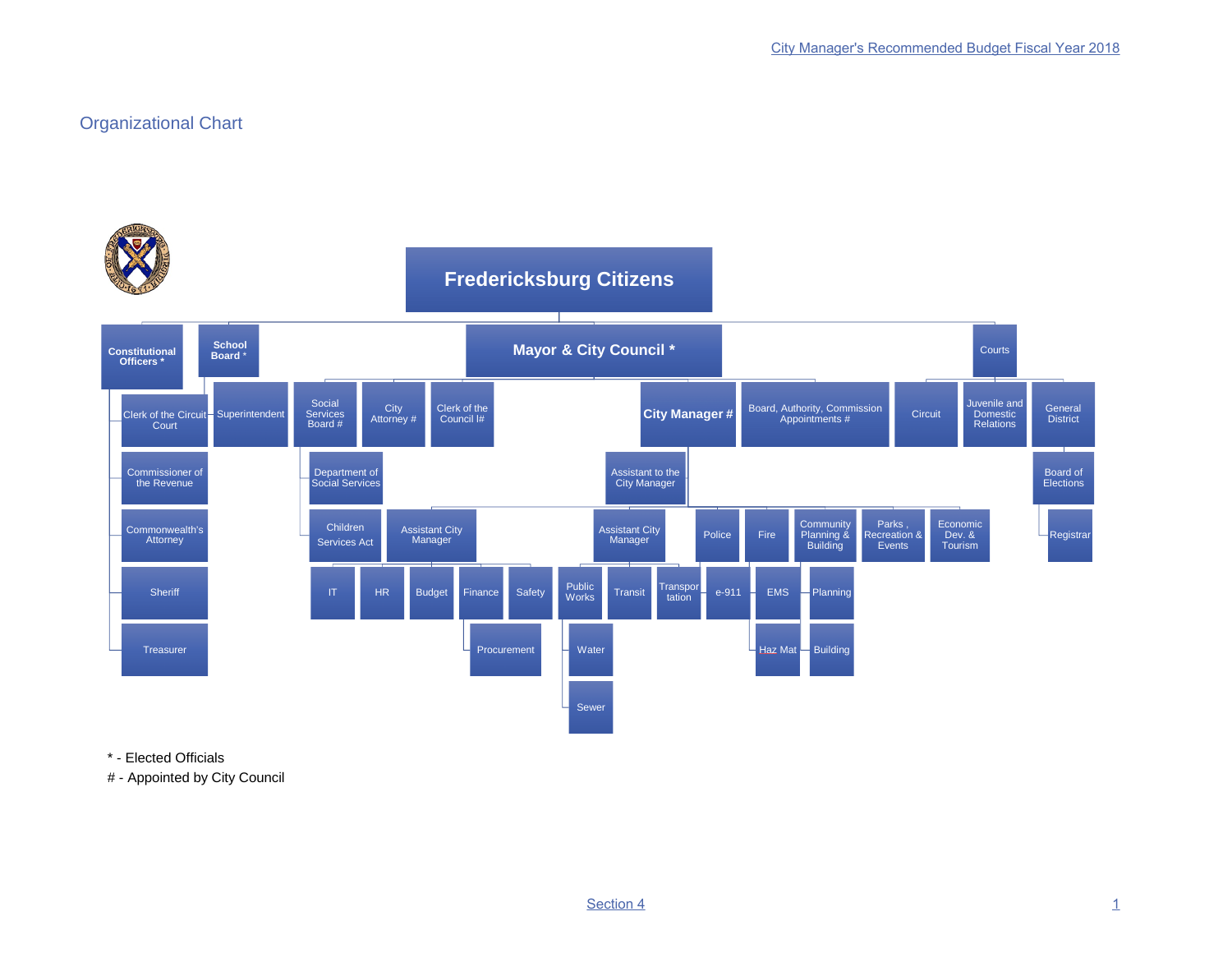# Organizational Chart

- **Fredericksburg Citizens**
  - **Constitutional Officers ***
    - Clerk of the Circuit Court
    - Commissioner of the Revenue
    - Commonwealth's Attorney
    - Sheriff
    - Treasurer
  - **School Board ***
    - Superintendent
  - **Mayor & City Council ***
    - Social Services Board #
      - Department of Social Services
      - Children Services Act
    - City Attorney #
    - Clerk of the Council I#
    - **City Manager #**
      - Assistant to the City Manager
      - Assistant City Manager
        - IT
        - HR
        - Budget
        - Finance
          - Procurement
        - Safety
      - Assistant City Manager
        - Public Works
          - Water
          - Sewer
        - Transit
        - Transportation
      - Police
        - e-911
      - Fire
        - EMS
        - Haz Mat
      - Community Planning & Building
        - Planning
        - Building
      - Parks, Recreation & Events
      - Economic Dev. & Tourism
    - Board, Authority, Commission Appointments #
  - Courts
    - Circuit
    - Juvenile and Domestic Relations
    - General District
      - Board of Elections
        - Registrar

\* - Elected Officials

\# - Appointed by City Council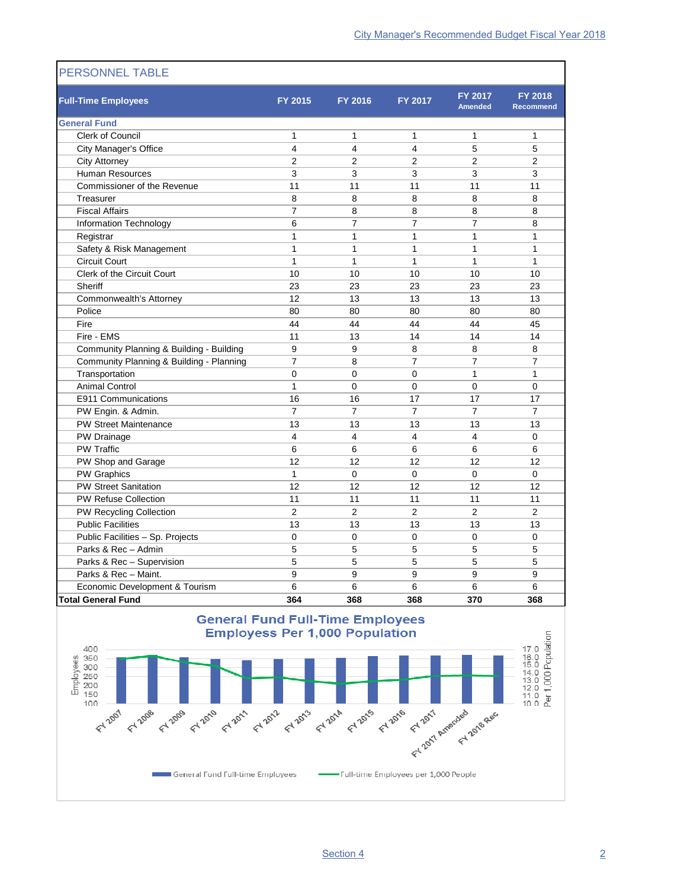## PERSONNEL TABLE

| Full-Time Employees | FY 2015 | FY 2016 | FY 2017 | FY 2017 Amended | FY 2018 Recommend |
|---|---|---|---|---|---|
| **General Fund** | | | | | |
| Clerk of Council | 1 | 1 | 1 | 1 | 1 |
| City Manager's Office | 4 | 4 | 4 | 5 | 5 |
| City Attorney | 2 | 2 | 2 | 2 | 2 |
| Human Resources | 3 | 3 | 3 | 3 | 3 |
| Commissioner of the Revenue | 11 | 11 | 11 | 11 | 11 |
| Treasurer | 8 | 8 | 8 | 8 | 8 |
| Fiscal Affairs | 7 | 8 | 8 | 8 | 8 |
| Information Technology | 6 | 7 | 7 | 7 | 8 |
| Registrar | 1 | 1 | 1 | 1 | 1 |
| Safety & Risk Management | 1 | 1 | 1 | 1 | 1 |
| Circuit Court | 1 | 1 | 1 | 1 | 1 |
| Clerk of the Circuit Court | 10 | 10 | 10 | 10 | 10 |
| Sheriff | 23 | 23 | 23 | 23 | 23 |
| Commonwealth's Attorney | 12 | 13 | 13 | 13 | 13 |
| Police | 80 | 80 | 80 | 80 | 80 |
| Fire | 44 | 44 | 44 | 44 | 45 |
| Fire - EMS | 11 | 13 | 14 | 14 | 14 |
| Community Planning & Building - Building | 9 | 9 | 8 | 8 | 8 |
| Community Planning & Building - Planning | 7 | 8 | 7 | 7 | 7 |
| Transportation | 0 | 0 | 0 | 1 | 1 |
| Animal Control | 1 | 0 | 0 | 0 | 0 |
| E911 Communications | 16 | 16 | 17 | 17 | 17 |
| PW Engin. & Admin. | 7 | 7 | 7 | 7 | 7 |
| PW Street Maintenance | 13 | 13 | 13 | 13 | 13 |
| PW Drainage | 4 | 4 | 4 | 4 | 0 |
| PW Traffic | 6 | 6 | 6 | 6 | 6 |
| PW Shop and Garage | 12 | 12 | 12 | 12 | 12 |
| PW Graphics | 1 | 0 | 0 | 0 | 0 |
| PW Street Sanitation | 12 | 12 | 12 | 12 | 12 |
| PW Refuse Collection | 11 | 11 | 11 | 11 | 11 |
| PW Recycling Collection | 2 | 2 | 2 | 2 | 2 |
| Public Facilities | 13 | 13 | 13 | 13 | 13 |
| Public Facilities – Sp. Projects | 0 | 0 | 0 | 0 | 0 |
| Parks & Rec – Admin | 5 | 5 | 5 | 5 | 5 |
| Parks & Rec – Supervision | 5 | 5 | 5 | 5 | 5 |
| Parks & Rec – Maint. | 9 | 9 | 9 | 9 | 9 |
| Economic Development & Tourism | 6 | 6 | 6 | 6 | 6 |
| **Total General Fund** | **364** | **368** | **368** | **370** | **368** |

**General Fund Full-Time Employees**
**Employess Per 1,000 Population**

[Chart: Employees (100–400) bars by fiscal year FY 2007 through FY 2018 Rec, with Per 1,000 Population line (10.0–17.0)]

Legend: General Fund Full-time Employees; Full-time Employees per 1,000 People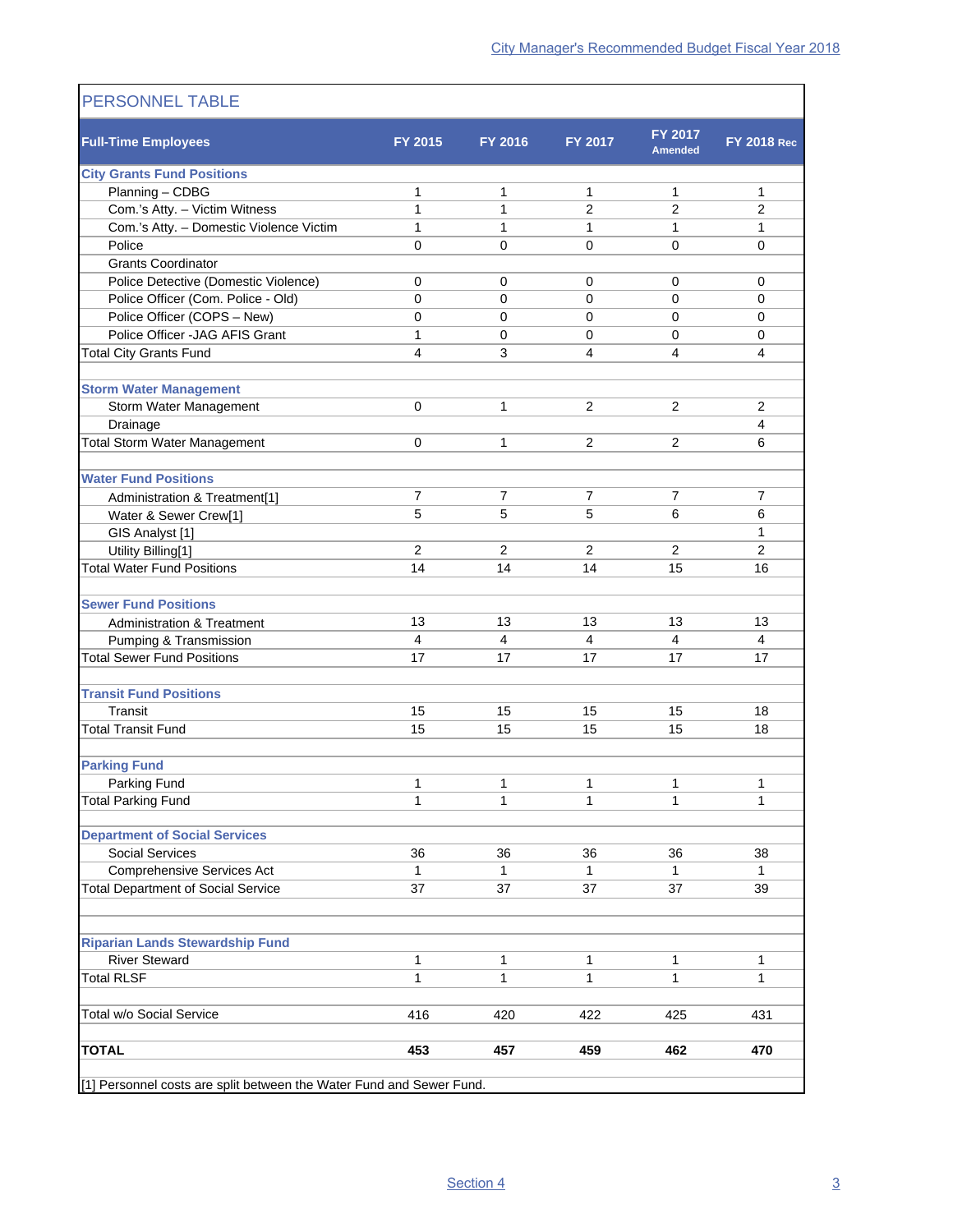## PERSONNEL TABLE

| Full-Time Employees | FY 2015 | FY 2016 | FY 2017 | FY 2017 Amended | FY 2018 Rec |
|---|---|---|---|---|---|
| **City Grants Fund Positions** | | | | | |
| Planning – CDBG | 1 | 1 | 1 | 1 | 1 |
| Com.'s Atty. – Victim Witness | 1 | 1 | 2 | 2 | 2 |
| Com.'s Atty. – Domestic Violence Victim | 1 | 1 | 1 | 1 | 1 |
| Police | 0 | 0 | 0 | 0 | 0 |
| Grants Coordinator | | | | | |
| Police Detective (Domestic Violence) | 0 | 0 | 0 | 0 | 0 |
| Police Officer (Com. Police - Old) | 0 | 0 | 0 | 0 | 0 |
| Police Officer (COPS – New) | 0 | 0 | 0 | 0 | 0 |
| Police Officer -JAG AFIS Grant | 1 | 0 | 0 | 0 | 0 |
| Total City Grants Fund | 4 | 3 | 4 | 4 | 4 |
| | | | | | |
| **Storm Water Management** | | | | | |
| Storm Water Management | 0 | 1 | 2 | 2 | 2 |
| Drainage | | | | | 4 |
| Total Storm Water Management | 0 | 1 | 2 | 2 | 6 |
| | | | | | |
| **Water Fund Positions** | | | | | |
| Administration & Treatment[1] | 7 | 7 | 7 | 7 | 7 |
| Water & Sewer Crew[1] | 5 | 5 | 5 | 6 | 6 |
| GIS Analyst [1] | | | | | 1 |
| Utility Billing[1] | 2 | 2 | 2 | 2 | 2 |
| Total Water Fund Positions | 14 | 14 | 14 | 15 | 16 |
| | | | | | |
| **Sewer Fund Positions** | | | | | |
| Administration & Treatment | 13 | 13 | 13 | 13 | 13 |
| Pumping & Transmission | 4 | 4 | 4 | 4 | 4 |
| Total Sewer Fund Positions | 17 | 17 | 17 | 17 | 17 |
| | | | | | |
| **Transit Fund Positions** | | | | | |
| Transit | 15 | 15 | 15 | 15 | 18 |
| Total Transit Fund | 15 | 15 | 15 | 15 | 18 |
| | | | | | |
| **Parking Fund** | | | | | |
| Parking Fund | 1 | 1 | 1 | 1 | 1 |
| Total Parking Fund | 1 | 1 | 1 | 1 | 1 |
| | | | | | |
| **Department of Social Services** | | | | | |
| Social Services | 36 | 36 | 36 | 36 | 38 |
| Comprehensive Services Act | 1 | 1 | 1 | 1 | 1 |
| Total Department of Social Service | 37 | 37 | 37 | 37 | 39 |
| | | | | | |
| **Riparian Lands Stewardship Fund** | | | | | |
| River Steward | 1 | 1 | 1 | 1 | 1 |
| Total RLSF | 1 | 1 | 1 | 1 | 1 |
| | | | | | |
| Total w/o Social Service | 416 | 420 | 422 | 425 | 431 |
| | | | | | |
| **TOTAL** | **453** | **457** | **459** | **462** | **470** |

[1] Personnel costs are split between the Water Fund and Sewer Fund.